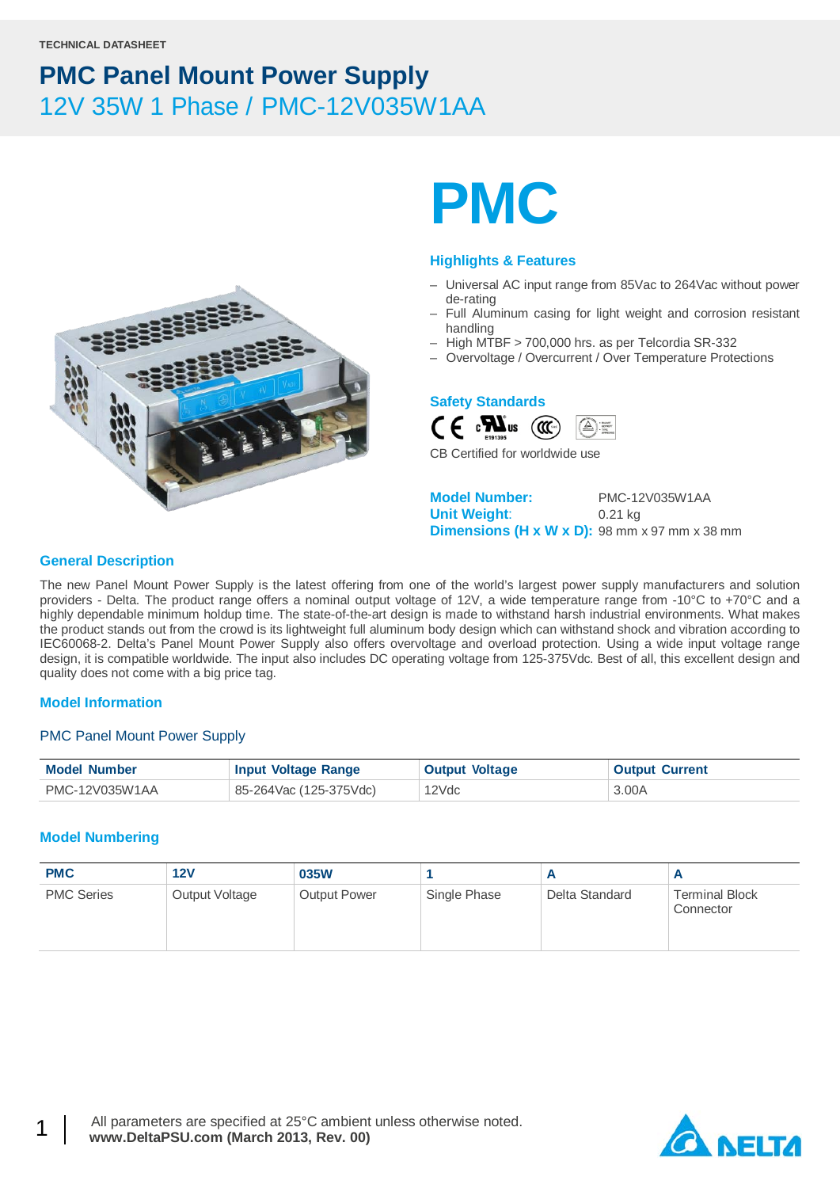TECHNICAL DATASHEET

# PMC Panel Mount Power Supply

## 12V 35W 1 Phase / PMC-12V035W1AA

# PMC

### Highlights & Features

- Universal AC input range from 85Vac to 264Vac without power de-rating
- Full Aluminum casing for light weight and corrosion resistant handling
- High MTBF > 700,000 hrs. as per Telcordia SR-332
- Overvoltage / Overcurrent / Over Temperature Protections

### Safety Standards

CB Certified for worldwide use

**Model Number:** PMC-12V035W1AA
**Unit Weight:** 0.21 kg
**Dimensions (H x W x D):** 98 mm x 97 mm x 38 mm

### General Description

The new Panel Mount Power Supply is the latest offering from one of the world's largest power supply manufacturers and solution providers - Delta. The product range offers a nominal output voltage of 12V, a wide temperature range from -10°C to +70°C and a highly dependable minimum holdup time. The state-of-the-art design is made to withstand harsh industrial environments. What makes the product stands out from the crowd is its lightweight full aluminum body design which can withstand shock and vibration according to IEC60068-2. Delta's Panel Mount Power Supply also offers overvoltage and overload protection. Using a wide input voltage range design, it is compatible worldwide. The input also includes DC operating voltage from 125-375Vdc. Best of all, this excellent design and quality does not come with a big price tag.

### Model Information

PMC Panel Mount Power Supply

| Model Number | Input Voltage Range | Output Voltage | Output Current |
|---|---|---|---|
| PMC-12V035W1AA | 85-264Vac (125-375Vdc) | 12Vdc | 3.00A |

### Model Numbering

| PMC | 12V | 035W | 1 | A | A |
|---|---|---|---|---|---|
| PMC Series | Output Voltage | Output Power | Single Phase | Delta Standard | Terminal Block Connector |

All parameters are specified at 25°C ambient unless otherwise noted.
**www.DeltaPSU.com (March 2013, Rev. 00)**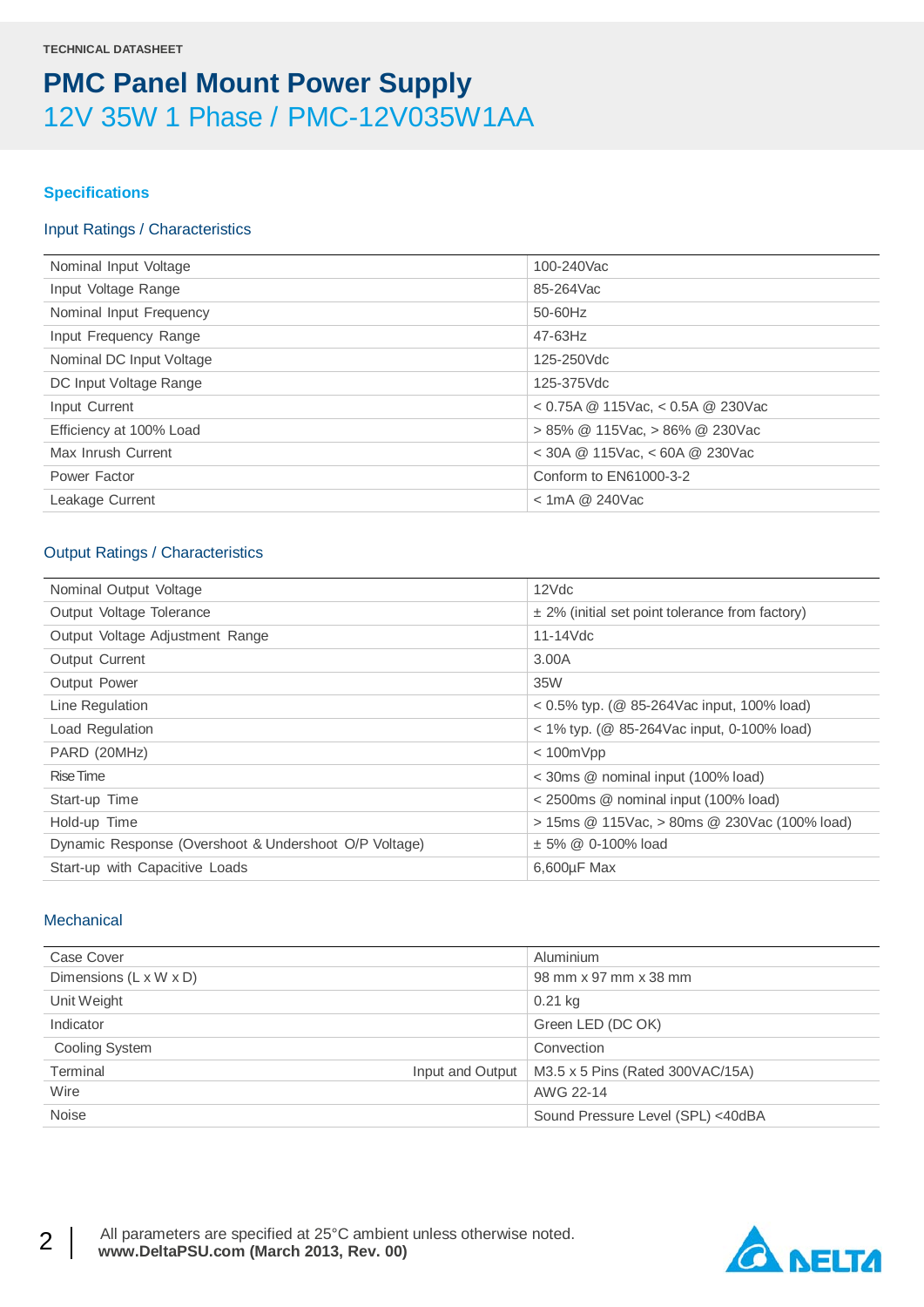TECHNICAL DATASHEET

# PMC Panel Mount Power Supply

## 12V 35W 1 Phase / PMC-12V035W1AA

### Specifications

#### Input Ratings / Characteristics

| | |
|---|---|
| Nominal Input Voltage | 100-240Vac |
| Input Voltage Range | 85-264Vac |
| Nominal Input Frequency | 50-60Hz |
| Input Frequency Range | 47-63Hz |
| Nominal DC Input Voltage | 125-250Vdc |
| DC Input Voltage Range | 125-375Vdc |
| Input Current | < 0.75A @ 115Vac, < 0.5A @ 230Vac |
| Efficiency at 100% Load | > 85% @ 115Vac, > 86% @ 230Vac |
| Max Inrush Current | < 30A @ 115Vac, < 60A @ 230Vac |
| Power Factor | Conform to EN61000-3-2 |
| Leakage Current | < 1mA @ 240Vac |

#### Output Ratings / Characteristics

| | |
|---|---|
| Nominal Output Voltage | 12Vdc |
| Output Voltage Tolerance | ± 2% (initial set point tolerance from factory) |
| Output Voltage Adjustment Range | 11-14Vdc |
| Output Current | 3.00A |
| Output Power | 35W |
| Line Regulation | < 0.5% typ. (@ 85-264Vac input, 100% load) |
| Load Regulation | < 1% typ. (@ 85-264Vac input, 0-100% load) |
| PARD (20MHz) | < 100mVpp |
| Rise Time | < 30ms @ nominal input (100% load) |
| Start-up Time | < 2500ms @ nominal input (100% load) |
| Hold-up Time | > 15ms @ 115Vac, > 80ms @ 230Vac (100% load) |
| Dynamic Response (Overshoot & Undershoot O/P Voltage) | ± 5% @ 0-100% load |
| Start-up with Capacitive Loads | 6,600µF Max |

#### Mechanical

| | | |
|---|---|---|
| Case Cover | | Aluminium |
| Dimensions (L x W x D) | | 98 mm x 97 mm x 38 mm |
| Unit Weight | | 0.21 kg |
| Indicator | | Green LED (DC OK) |
| Cooling System | | Convection |
| Terminal | Input and Output | M3.5 x 5 Pins (Rated 300VAC/15A) |
| Wire | | AWG 22-14 |
| Noise | | Sound Pressure Level (SPL) <40dBA |

All parameters are specified at 25°C ambient unless otherwise noted.
**www.DeltaPSU.com (March 2013, Rev. 00)**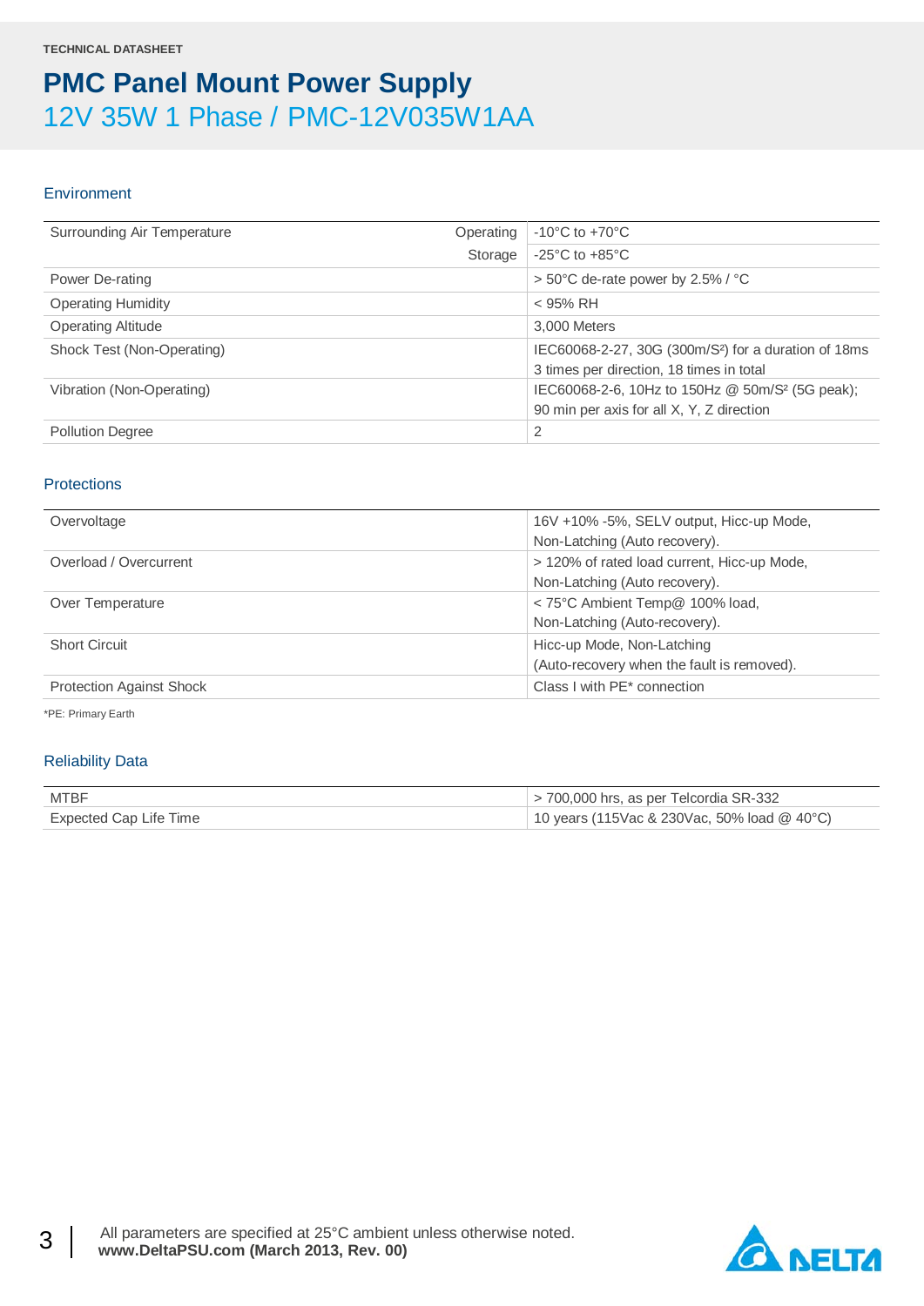TECHNICAL DATASHEET

# PMC Panel Mount Power Supply

## 12V 35W 1 Phase / PMC-12V035W1AA

### Environment

| | | |
|---|---|---|
| Surrounding Air Temperature | Operating | -10°C to +70°C |
| | Storage | -25°C to +85°C |
| Power De-rating | | > 50°C de-rate power by 2.5% / °C |
| Operating Humidity | | < 95% RH |
| Operating Altitude | | 3,000 Meters |
| Shock Test (Non-Operating) | | IEC60068-2-27, 30G (300m/S²) for a duration of 18ms 3 times per direction, 18 times in total |
| Vibration (Non-Operating) | | IEC60068-2-6, 10Hz to 150Hz @ 50m/S² (5G peak); 90 min per axis for all X, Y, Z direction |
| Pollution Degree | | 2 |

### Protections

| | |
|---|---|
| Overvoltage | 16V +10% -5%, SELV output, Hicc-up Mode, Non-Latching (Auto recovery). |
| Overload / Overcurrent | > 120% of rated load current, Hicc-up Mode, Non-Latching (Auto recovery). |
| Over Temperature | < 75°C Ambient Temp@ 100% load, Non-Latching (Auto-recovery). |
| Short Circuit | Hicc-up Mode, Non-Latching (Auto-recovery when the fault is removed). |
| Protection Against Shock | Class I with PE* connection |

*PE: Primary Earth

### Reliability Data

| | |
|---|---|
| MTBF | > 700,000 hrs, as per Telcordia SR-332 |
| Expected Cap Life Time | 10 years (115Vac & 230Vac, 50% load @ 40°C) |

All parameters are specified at 25°C ambient unless otherwise noted.
**www.DeltaPSU.com (March 2013, Rev. 00)**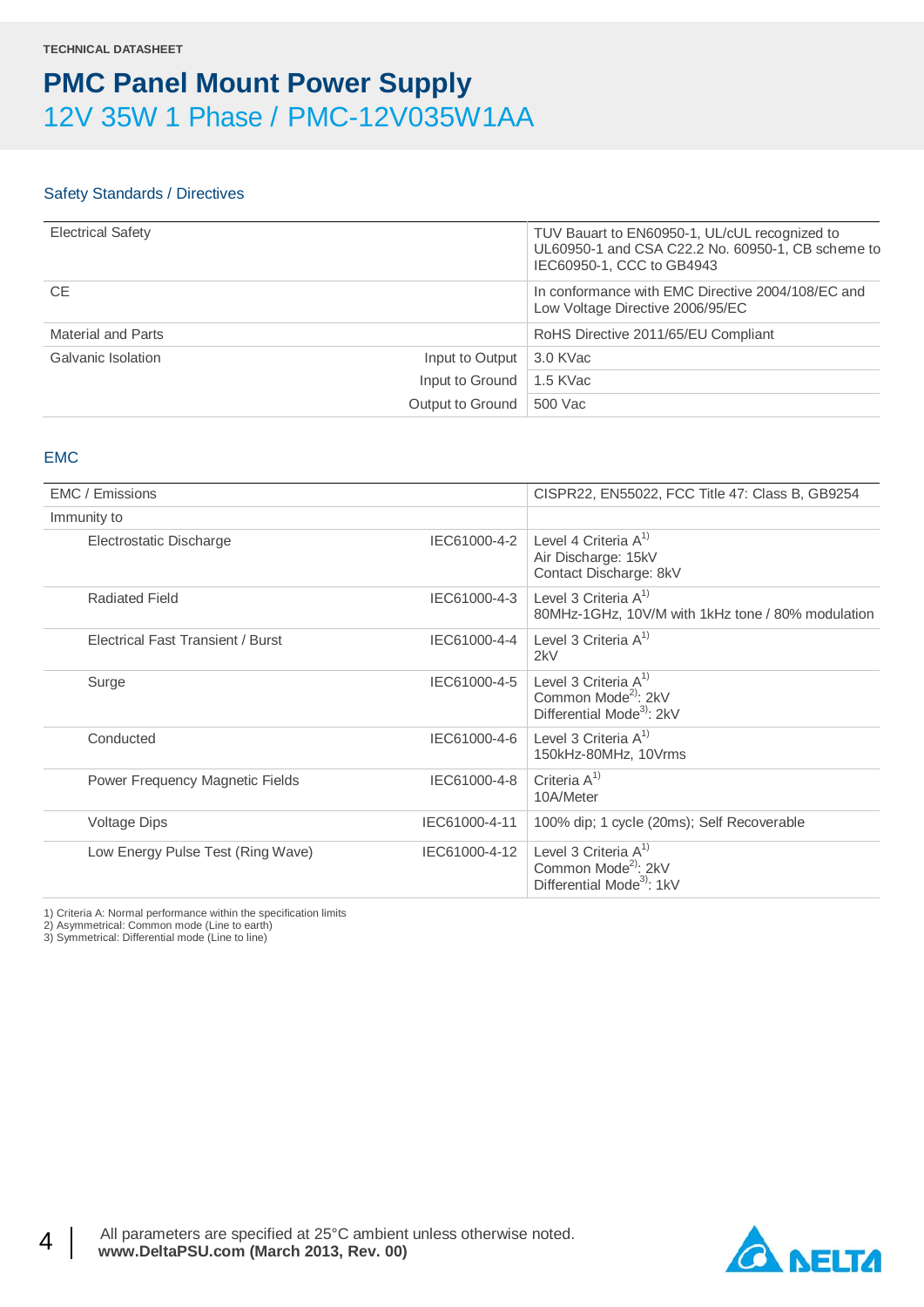TECHNICAL DATASHEET

# PMC Panel Mount Power Supply

## 12V 35W 1 Phase / PMC-12V035W1AA

### Safety Standards / Directives

| | | |
|---|---|---|
| Electrical Safety | | TUV Bauart to EN60950-1, UL/cUL recognized to UL60950-1 and CSA C22.2 No. 60950-1, CB scheme to IEC60950-1, CCC to GB4943 |
| CE | | In conformance with EMC Directive 2004/108/EC and Low Voltage Directive 2006/95/EC |
| Material and Parts | | RoHS Directive 2011/65/EU Compliant |
| Galvanic Isolation | Input to Output | 3.0 KVac |
| | Input to Ground | 1.5 KVac |
| | Output to Ground | 500 Vac |

### EMC

| | | |
|---|---|---|
| EMC / Emissions | | CISPR22, EN55022, FCC Title 47: Class B, GB9254 |
| Immunity to | | |
| Electrostatic Discharge | IEC61000-4-2 | Level 4 Criteria A[1]<br>Air Discharge: 15kV<br>Contact Discharge: 8kV |
| Radiated Field | IEC61000-4-3 | Level 3 Criteria A[1]<br>80MHz-1GHz, 10V/M with 1kHz tone / 80% modulation |
| Electrical Fast Transient / Burst | IEC61000-4-4 | Level 3 Criteria A[1]<br>2kV |
| Surge | IEC61000-4-5 | Level 3 Criteria A[1]<br>Common Mode[2]: 2kV<br>Differential Mode[3]: 2kV |
| Conducted | IEC61000-4-6 | Level 3 Criteria A[1]<br>150kHz-80MHz, 10Vrms |
| Power Frequency Magnetic Fields | IEC61000-4-8 | Criteria A[1]<br>10A/Meter |
| Voltage Dips | IEC61000-4-11 | 100% dip; 1 cycle (20ms); Self Recoverable |
| Low Energy Pulse Test (Ring Wave) | IEC61000-4-12 | Level 3 Criteria A[1]<br>Common Mode[2]: 2kV<br>Differential Mode[3]: 1kV |

1) Criteria A: Normal performance within the specification limits
2) Asymmetrical: Common mode (Line to earth)
3) Symmetrical: Differential mode (Line to line)

All parameters are specified at 25°C ambient unless otherwise noted.
**www.DeltaPSU.com (March 2013, Rev. 00)**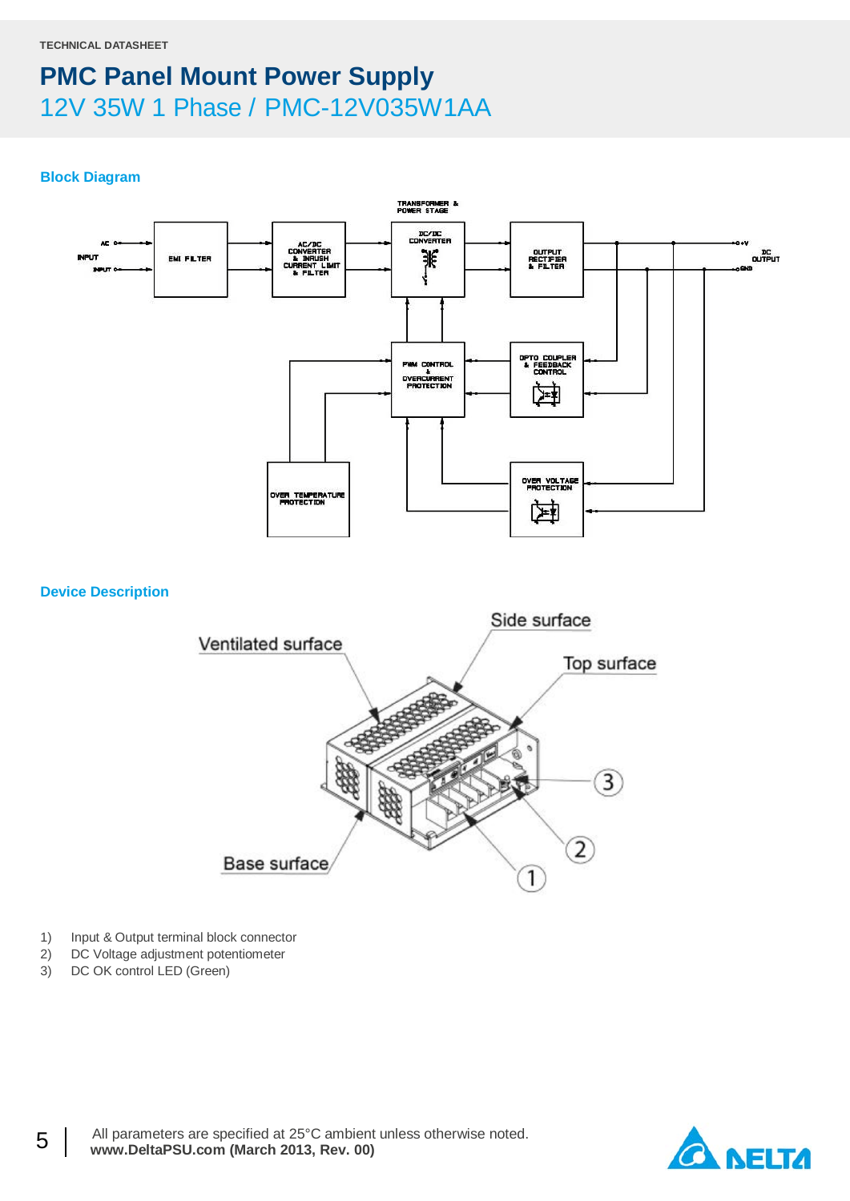## Block Diagram

## Device Description

1) Input & Output terminal block connector
2) DC Voltage adjustment potentiometer
3) DC OK control LED (Green)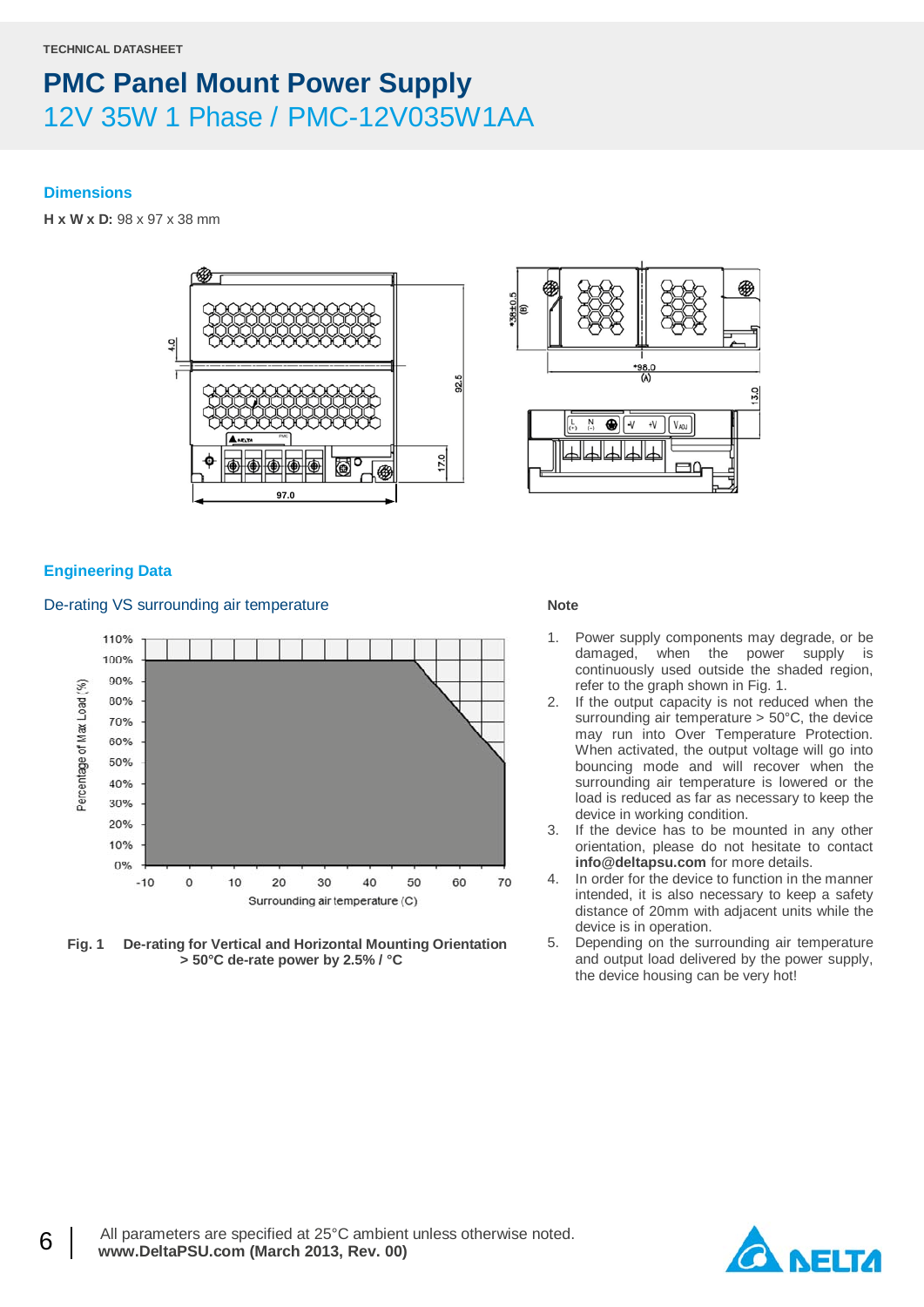TECHNICAL DATASHEET

# PMC Panel Mount Power Supply

## 12V 35W 1 Phase / PMC-12V035W1AA

### Dimensions

**H x W x D:** 98 x 97 x 38 mm

### Engineering Data

#### De-rating VS surrounding air temperature

**Fig. 1 De-rating for Vertical and Horizontal Mounting Orientation > 50°C de-rate power by 2.5% / °C**

**Note**

1. Power supply components may degrade, or be damaged, when the power supply is continuously used outside the shaded region, refer to the graph shown in Fig. 1.
2. If the output capacity is not reduced when the surrounding air temperature > 50°C, the device may run into Over Temperature Protection. When activated, the output voltage will go into bouncing mode and will recover when the surrounding air temperature is lowered or the load is reduced as far as necessary to keep the device in working condition.
3. If the device has to be mounted in any other orientation, please do not hesitate to contact **info@deltapsu.com** for more details.
4. In order for the device to function in the manner intended, it is also necessary to keep a safety distance of 20mm with adjacent units while the device is in operation.
5. Depending on the surrounding air temperature and output load delivered by the power supply, the device housing can be very hot!

All parameters are specified at 25°C ambient unless otherwise noted.
**www.DeltaPSU.com (March 2013, Rev. 00)**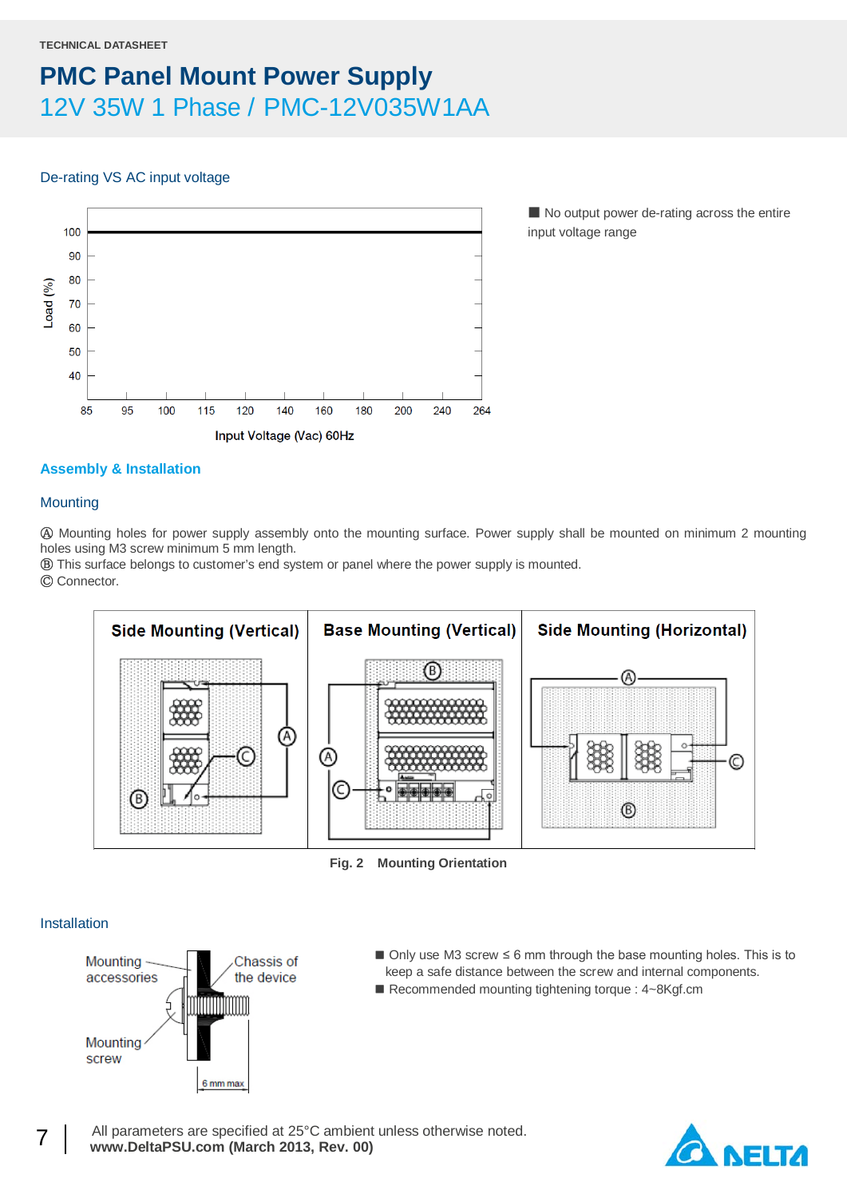## De-rating VS AC input voltage

■ No output power de-rating across the entire input voltage range

## Assembly & Installation

### Mounting

Ⓐ Mounting holes for power supply assembly onto the mounting surface. Power supply shall be mounted on minimum 2 mounting holes using M3 screw minimum 5 mm length.
Ⓑ This surface belongs to customer's end system or panel where the power supply is mounted.
Ⓒ Connector.

| Side Mounting (Vertical) | Base Mounting (Vertical) | Side Mounting (Horizontal) |
|---|---|---|

**Fig. 2 Mounting Orientation**

### Installation

- Only use M3 screw ≤ 6 mm through the base mounting holes. This is to keep a safe distance between the screw and internal components.
- Recommended mounting tightening torque : 4~8Kgf.cm

All parameters are specified at 25°C ambient unless otherwise noted.
**www.DeltaPSU.com (March 2013, Rev. 00)**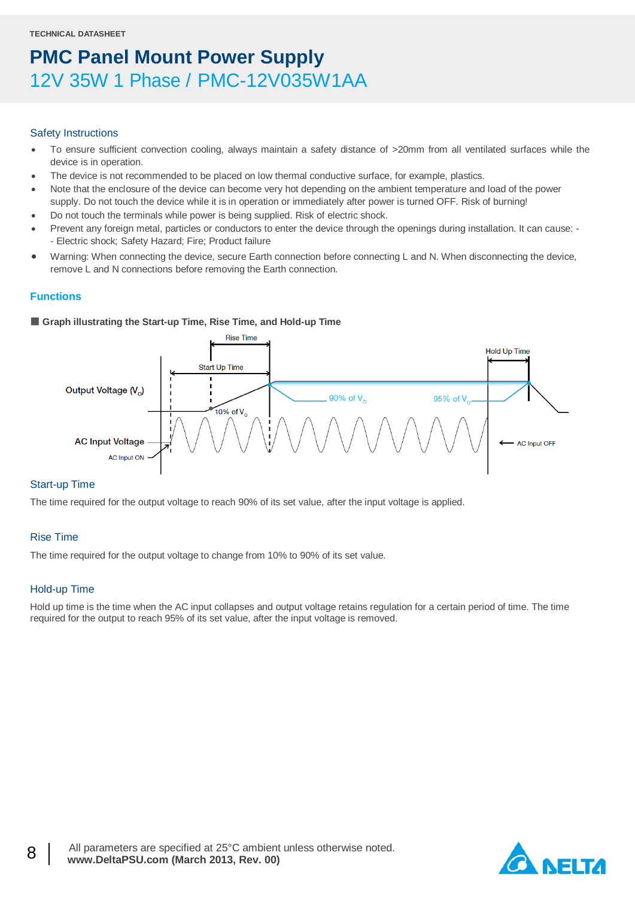## Safety Instructions

- To ensure sufficient convection cooling, always maintain a safety distance of >20mm from all ventilated surfaces while the device is in operation.
- The device is not recommended to be placed on low thermal conductive surface, for example, plastics.
- Note that the enclosure of the device can become very hot depending on the ambient temperature and load of the power supply. Do not touch the device while it is in operation or immediately after power is turned OFF. Risk of burning!
- Do not touch the terminals while power is being supplied. Risk of electric shock.
- Prevent any foreign metal, particles or conductors to enter the device through the openings during installation. It can cause: -
  - Electric shock; Safety Hazard; Fire; Product failure
- Warning: When connecting the device, secure Earth connection before connecting L and N. When disconnecting the device, remove L and N connections before removing the Earth connection.

## Functions

**Graph illustrating the Start-up Time, Rise Time, and Hold-up Time**

### Start-up Time

The time required for the output voltage to reach 90% of its set value, after the input voltage is applied.

### Rise Time

The time required for the output voltage to change from 10% to 90% of its set value.

### Hold-up Time

Hold up time is the time when the AC input collapses and output voltage retains regulation for a certain period of time. The time required for the output to reach 95% of its set value, after the input voltage is removed.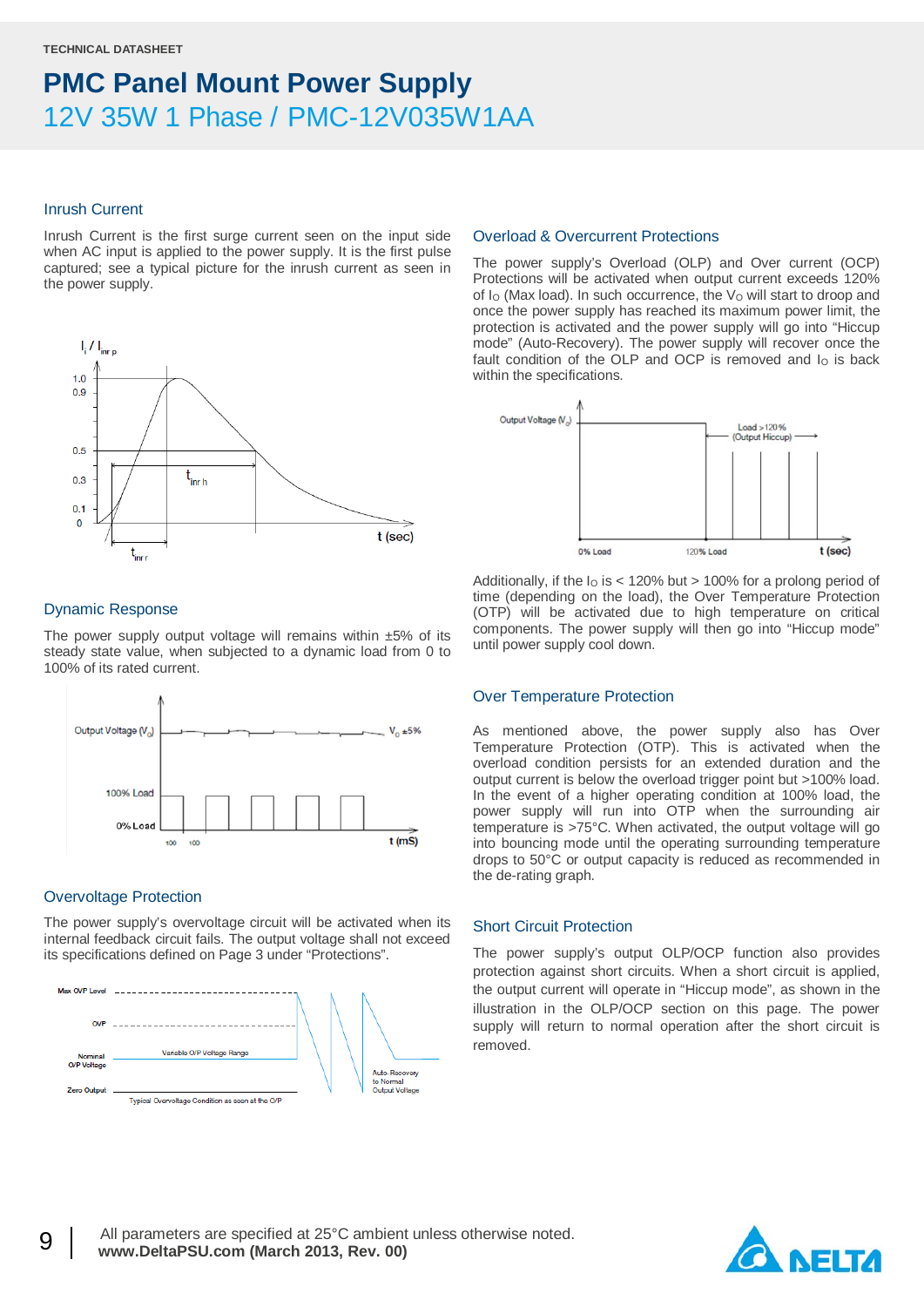TECHNICAL DATASHEET

# PMC Panel Mount Power Supply

## 12V 35W 1 Phase / PMC-12V035W1AA

### Inrush Current

Inrush Current is the first surge current seen on the input side when AC input is applied to the power supply. It is the first pulse captured; see a typical picture for the inrush current as seen in the power supply.

### Dynamic Response

The power supply output voltage will remains within ±5% of its steady state value, when subjected to a dynamic load from 0 to 100% of its rated current.

### Overvoltage Protection

The power supply's overvoltage circuit will be activated when its internal feedback circuit fails. The output voltage shall not exceed its specifications defined on Page 3 under "Protections".

### Overload & Overcurrent Protections

The power supply's Overload (OLP) and Over current (OCP) Protections will be activated when output current exceeds 120% of $I_O$ (Max load). In such occurrence, the $V_O$ will start to droop and once the power supply has reached its maximum power limit, the protection is activated and the power supply will go into "Hiccup mode" (Auto-Recovery). The power supply will recover once the fault condition of the OLP and OCP is removed and $I_O$ is back within the specifications.

Additionally, if the $I_O$ is < 120% but > 100% for a prolong period of time (depending on the load), the Over Temperature Protection (OTP) will be activated due to high temperature on critical components. The power supply will then go into "Hiccup mode" until power supply cool down.

### Over Temperature Protection

As mentioned above, the power supply also has Over Temperature Protection (OTP). This is activated when the overload condition persists for an extended duration and the output current is below the overload trigger point but >100% load. In the event of a higher operating condition at 100% load, the power supply will run into OTP when the surrounding air temperature is >75°C. When activated, the output voltage will go into bouncing mode until the operating surrounding temperature drops to 50°C or output capacity is reduced as recommended in the de-rating graph.

### Short Circuit Protection

The power supply's output OLP/OCP function also provides protection against short circuits. When a short circuit is applied, the output current will operate in "Hiccup mode", as shown in the illustration in the OLP/OCP section on this page. The power supply will return to normal operation after the short circuit is removed.

All parameters are specified at 25°C ambient unless otherwise noted.
**www.DeltaPSU.com (March 2013, Rev. 00)**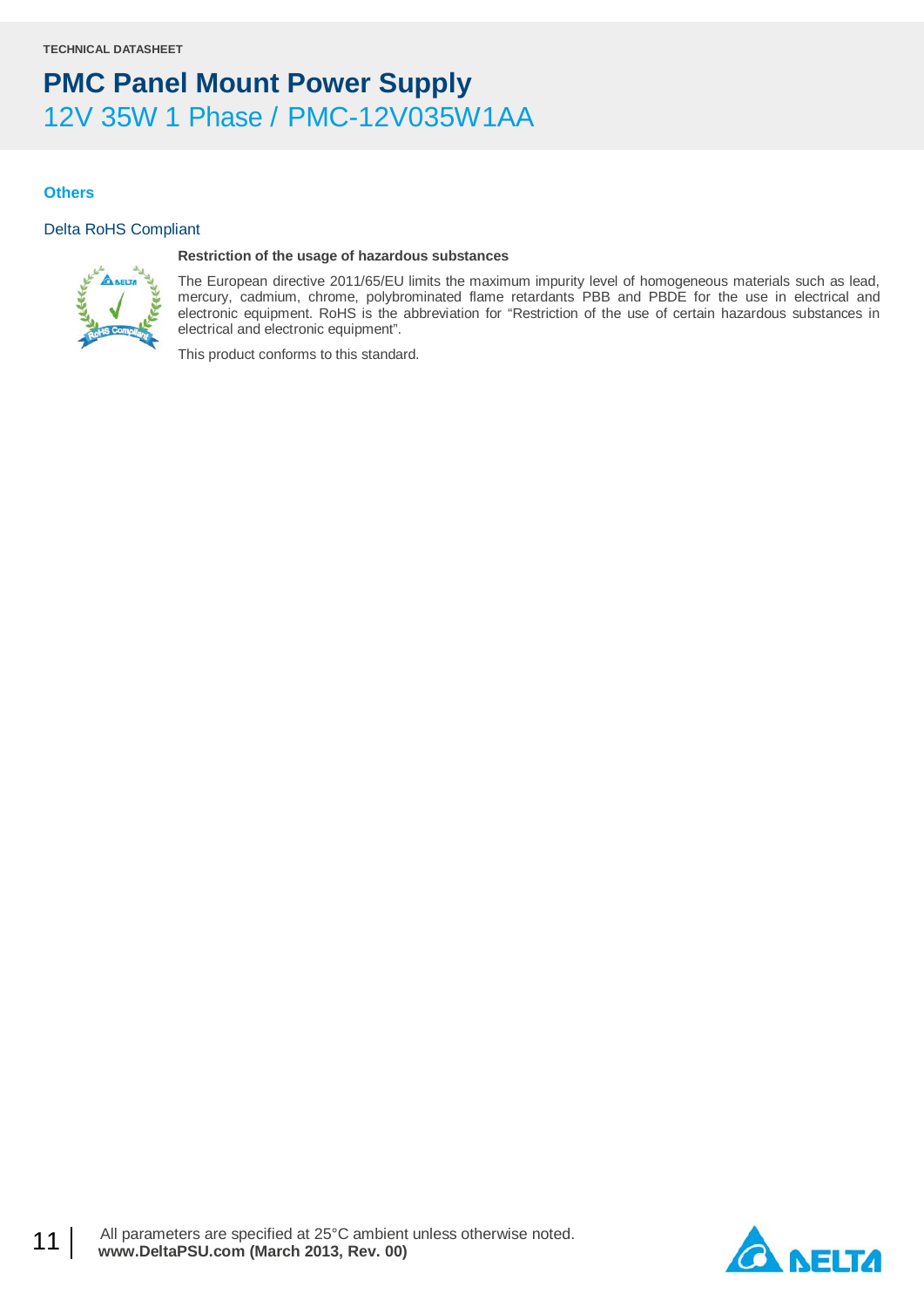## Others

### Delta RoHS Compliant

**Restriction of the usage of hazardous substances**

The European directive 2011/65/EU limits the maximum impurity level of homogeneous materials such as lead, mercury, cadmium, chrome, polybrominated flame retardants PBB and PBDE for the use in electrical and electronic equipment. RoHS is the abbreviation for “Restriction of the use of certain hazardous substances in electrical and electronic equipment”.

This product conforms to this standard.